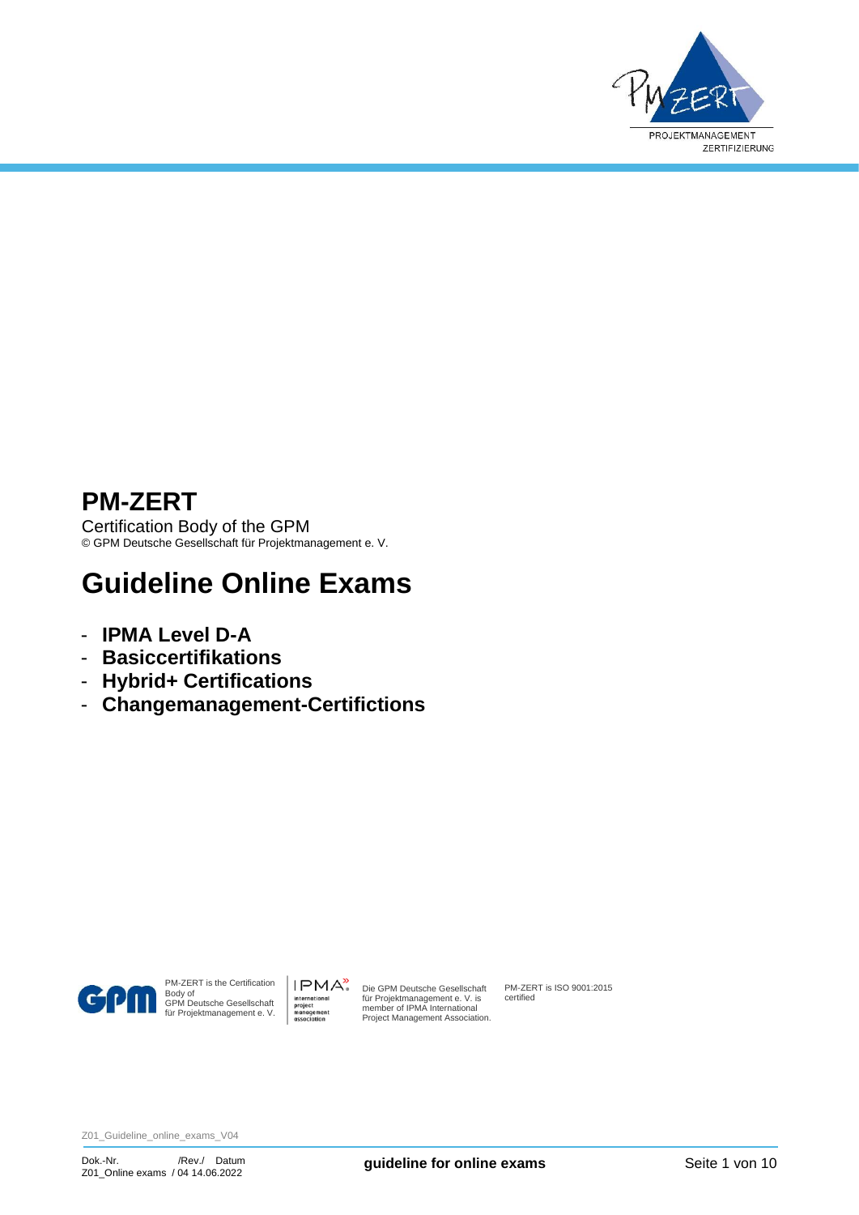# PM-ZERT

Certification Body of the GPM

© GPM Deutsche Gesellschaft für Projektmanagement e. V.

# Guideline Online Exams

- **IPMA Level D-A**
- **Basiccertifikations**
- **Hybrid+ Certifications**
- **Changemanagement-Certifictions**

PM-ZERT is the Certification Body of GPM Deutsche Gesellschaft für Projektmanagement e. V.

Die GPM Deutsche Gesellschaft für Projektmanagement e. V. is member of IPMA International Project Management Association.

PM-ZERT is ISO 9001:2015 certified

Z01_Guideline_online_exams_V04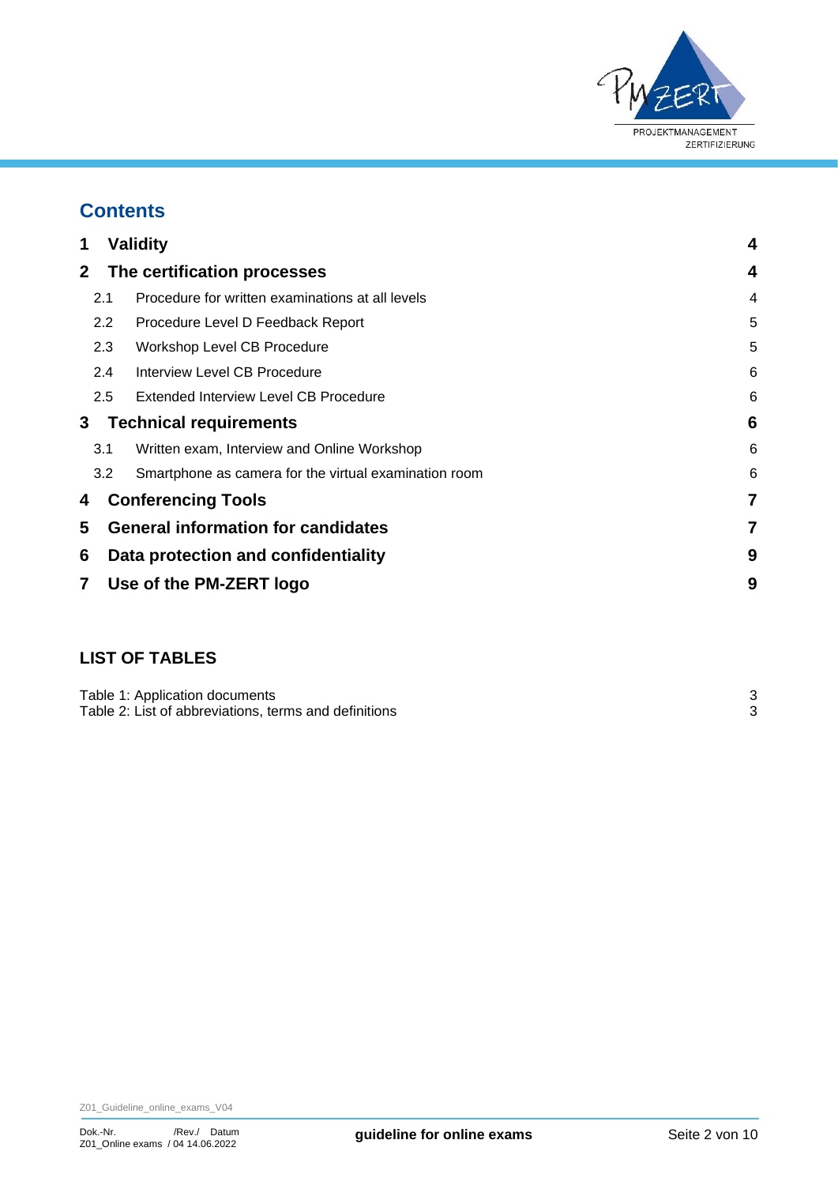## Contents

| | | |
|---|---|---|
| **1** | **Validity** | **4** |
| **2** | **The certification processes** | **4** |
| 2.1 | Procedure for written examinations at all levels | 4 |
| 2.2 | Procedure Level D Feedback Report | 5 |
| 2.3 | Workshop Level CB Procedure | 5 |
| 2.4 | Interview Level CB Procedure | 6 |
| 2.5 | Extended Interview Level CB Procedure | 6 |
| **3** | **Technical requirements** | **6** |
| 3.1 | Written exam, Interview and Online Workshop | 6 |
| 3.2 | Smartphone as camera for the virtual examination room | 6 |
| **4** | **Conferencing Tools** | **7** |
| **5** | **General information for candidates** | **7** |
| **6** | **Data protection and confidentiality** | **9** |
| **7** | **Use of the PM-ZERT logo** | **9** |

## LIST OF TABLES

| | |
|---|---|
| Table 1: Application documents | 3 |
| Table 2: List of abbreviations, terms and definitions | 3 |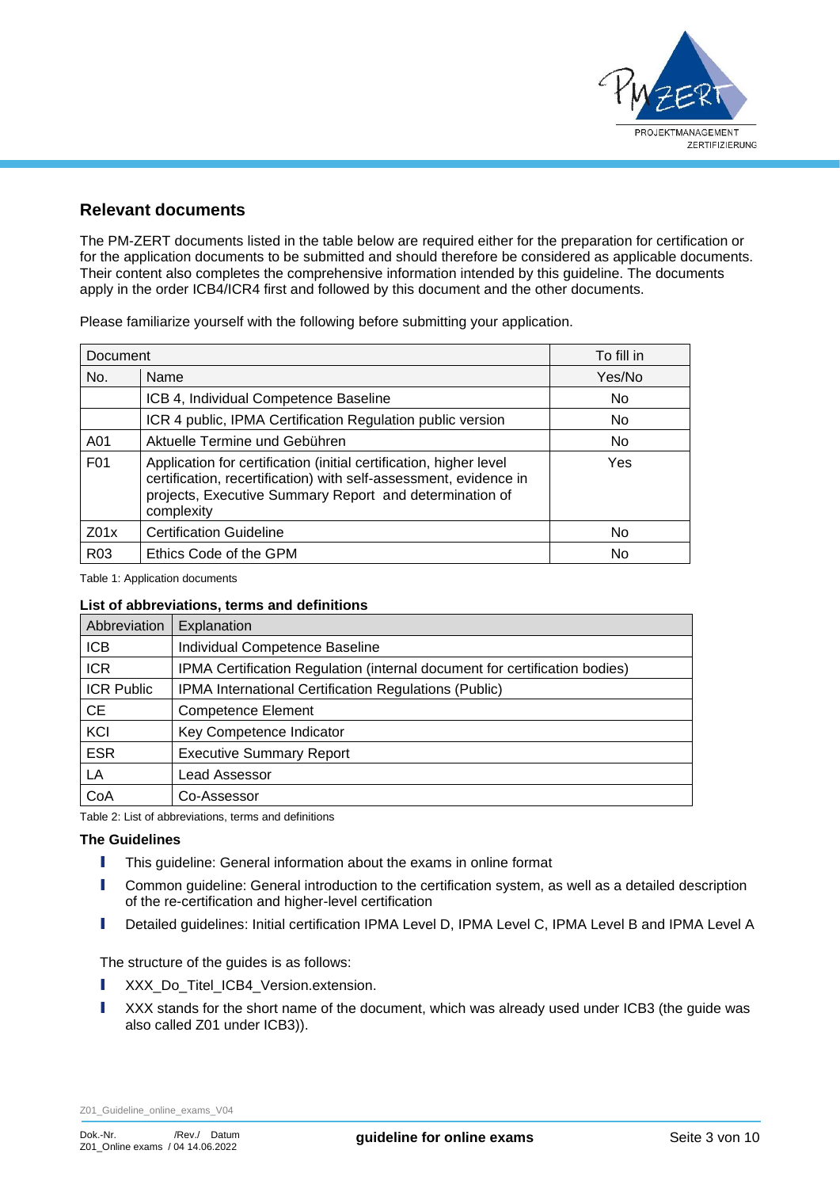## Relevant documents

The PM-ZERT documents listed in the table below are required either for the preparation for certification or for the application documents to be submitted and should therefore be considered as applicable documents. Their content also completes the comprehensive information intended by this guideline. The documents apply in the order ICB4/ICR4 first and followed by this document and the other documents.

Please familiarize yourself with the following before submitting your application.

| Document | | To fill in |
|---|---|---|
| No. | Name | Yes/No |
| | ICB 4, Individual Competence Baseline | No |
| | ICR 4 public, IPMA Certification Regulation public version | No |
| A01 | Aktuelle Termine und Gebühren | No |
| F01 | Application for certification (initial certification, higher level certification, recertification) with self-assessment, evidence in projects, Executive Summary Report and determination of complexity | Yes |
| Z01x | Certification Guideline | No |
| R03 | Ethics Code of the GPM | No |

Table 1: Application documents

**List of abbreviations, terms and definitions**

| Abbreviation | Explanation |
|---|---|
| ICB | Individual Competence Baseline |
| ICR | IPMA Certification Regulation (internal document for certification bodies) |
| ICR Public | IPMA International Certification Regulations (Public) |
| CE | Competence Element |
| KCI | Key Competence Indicator |
| ESR | Executive Summary Report |
| LA | Lead Assessor |
| CoA | Co-Assessor |

Table 2: List of abbreviations, terms and definitions

**The Guidelines**

- This guideline: General information about the exams in online format
- Common guideline: General introduction to the certification system, as well as a detailed description of the re-certification and higher-level certification
- Detailed guidelines: Initial certification IPMA Level D, IPMA Level C, IPMA Level B and IPMA Level A

The structure of the guides is as follows:

- XXX_Do_Titel_ICB4_Version.extension.
- XXX stands for the short name of the document, which was already used under ICB3 (the guide was also called Z01 under ICB3)).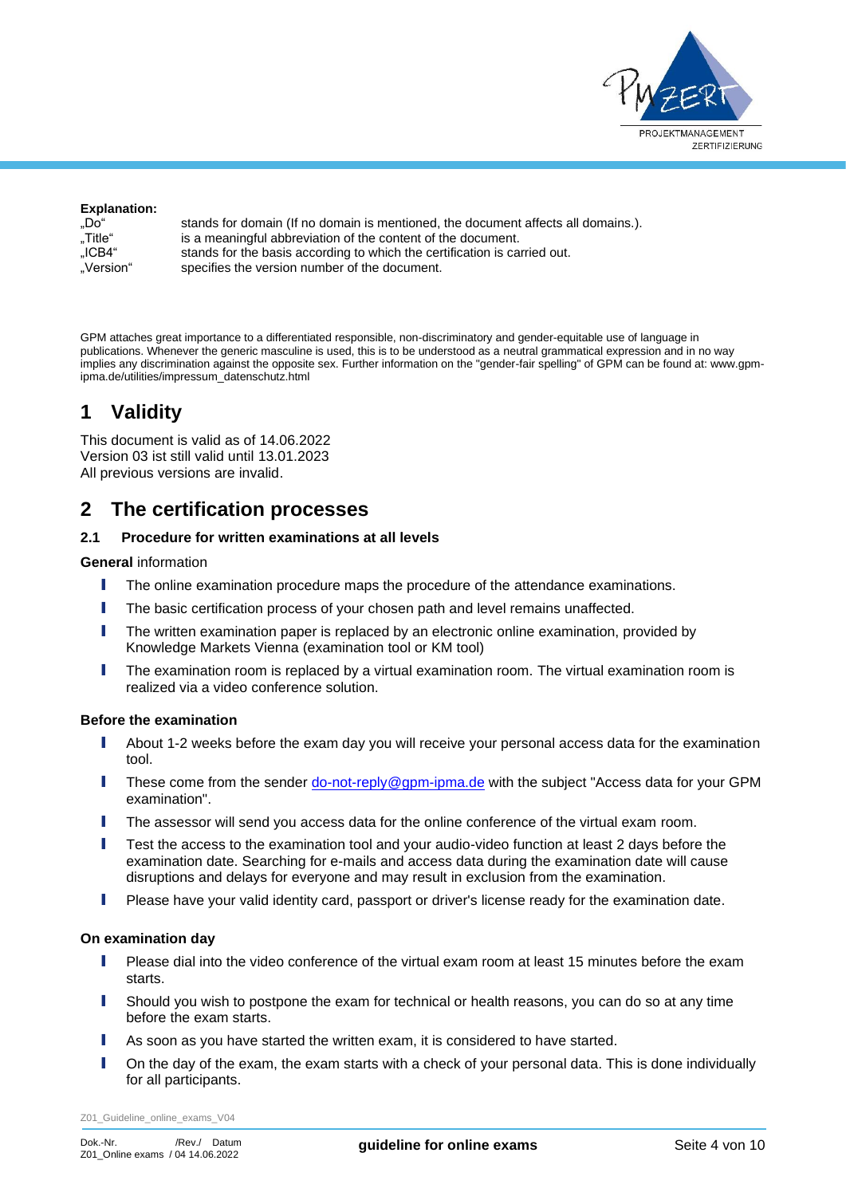**Explanation:**

| | |
|---|---|
| „Do“ | stands for domain (If no domain is mentioned, the document affects all domains.). |
| „Title“ | is a meaningful abbreviation of the content of the document. |
| „ICB4“ | stands for the basis according to which the certification is carried out. |
| „Version“ | specifies the version number of the document. |

GPM attaches great importance to a differentiated responsible, non-discriminatory and gender-equitable use of language in publications. Whenever the generic masculine is used, this is to be understood as a neutral grammatical expression and in no way implies any discrimination against the opposite sex. Further information on the "gender-fair spelling" of GPM can be found at: www.gpm-ipma.de/utilities/impressum_datenschutz.html

# 1 Validity

This document is valid as of 14.06.2022
Version 03 ist still valid until 13.01.2023
All previous versions are invalid.

# 2 The certification processes

## 2.1 Procedure for written examinations at all levels

**General** information

- The online examination procedure maps the procedure of the attendance examinations.
- The basic certification process of your chosen path and level remains unaffected.
- The written examination paper is replaced by an electronic online examination, provided by Knowledge Markets Vienna (examination tool or KM tool)
- The examination room is replaced by a virtual examination room. The virtual examination room is realized via a video conference solution.

**Before the examination**

- About 1-2 weeks before the exam day you will receive your personal access data for the examination tool.
- These come from the sender do-not-reply@gpm-ipma.de with the subject "Access data for your GPM examination".
- The assessor will send you access data for the online conference of the virtual exam room.
- Test the access to the examination tool and your audio-video function at least 2 days before the examination date. Searching for e-mails and access data during the examination date will cause disruptions and delays for everyone and may result in exclusion from the examination.
- Please have your valid identity card, passport or driver's license ready for the examination date.

**On examination day**

- Please dial into the video conference of the virtual exam room at least 15 minutes before the exam starts.
- Should you wish to postpone the exam for technical or health reasons, you can do so at any time before the exam starts.
- As soon as you have started the written exam, it is considered to have started.
- On the day of the exam, the exam starts with a check of your personal data. This is done individually for all participants.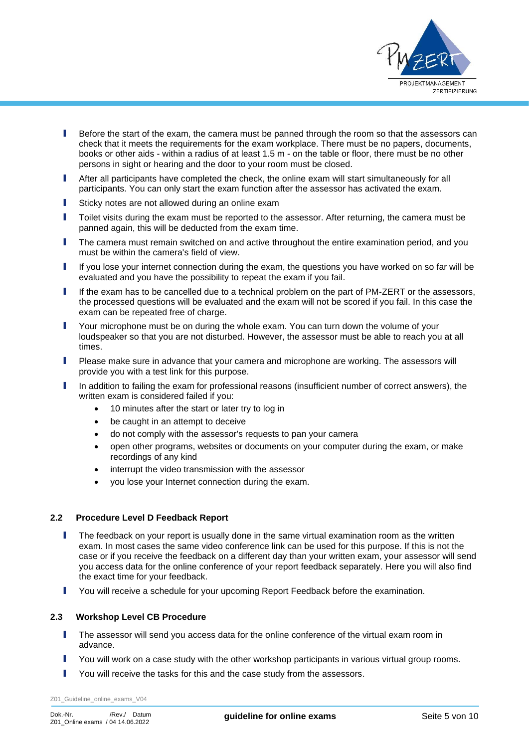- Before the start of the exam, the camera must be panned through the room so that the assessors can check that it meets the requirements for the exam workplace. There must be no papers, documents, books or other aids - within a radius of at least 1.5 m - on the table or floor, there must be no other persons in sight or hearing and the door to your room must be closed.
- After all participants have completed the check, the online exam will start simultaneously for all participants. You can only start the exam function after the assessor has activated the exam.
- Sticky notes are not allowed during an online exam
- Toilet visits during the exam must be reported to the assessor. After returning, the camera must be panned again, this will be deducted from the exam time.
- The camera must remain switched on and active throughout the entire examination period, and you must be within the camera's field of view.
- If you lose your internet connection during the exam, the questions you have worked on so far will be evaluated and you have the possibility to repeat the exam if you fail.
- If the exam has to be cancelled due to a technical problem on the part of PM-ZERT or the assessors, the processed questions will be evaluated and the exam will not be scored if you fail. In this case the exam can be repeated free of charge.
- Your microphone must be on during the whole exam. You can turn down the volume of your loudspeaker so that you are not disturbed. However, the assessor must be able to reach you at all times.
- Please make sure in advance that your camera and microphone are working. The assessors will provide you with a test link for this purpose.
- In addition to failing the exam for professional reasons (insufficient number of correct answers), the written exam is considered failed if you:
  - 10 minutes after the start or later try to log in
  - be caught in an attempt to deceive
  - do not comply with the assessor's requests to pan your camera
  - open other programs, websites or documents on your computer during the exam, or make recordings of any kind
  - interrupt the video transmission with the assessor
  - you lose your Internet connection during the exam.

### 2.2 Procedure Level D Feedback Report

- The feedback on your report is usually done in the same virtual examination room as the written exam. In most cases the same video conference link can be used for this purpose. If this is not the case or if you receive the feedback on a different day than your written exam, your assessor will send you access data for the online conference of your report feedback separately. Here you will also find the exact time for your feedback.
- You will receive a schedule for your upcoming Report Feedback before the examination.

### 2.3 Workshop Level CB Procedure

- The assessor will send you access data for the online conference of the virtual exam room in advance.
- You will work on a case study with the other workshop participants in various virtual group rooms.
- You will receive the tasks for this and the case study from the assessors.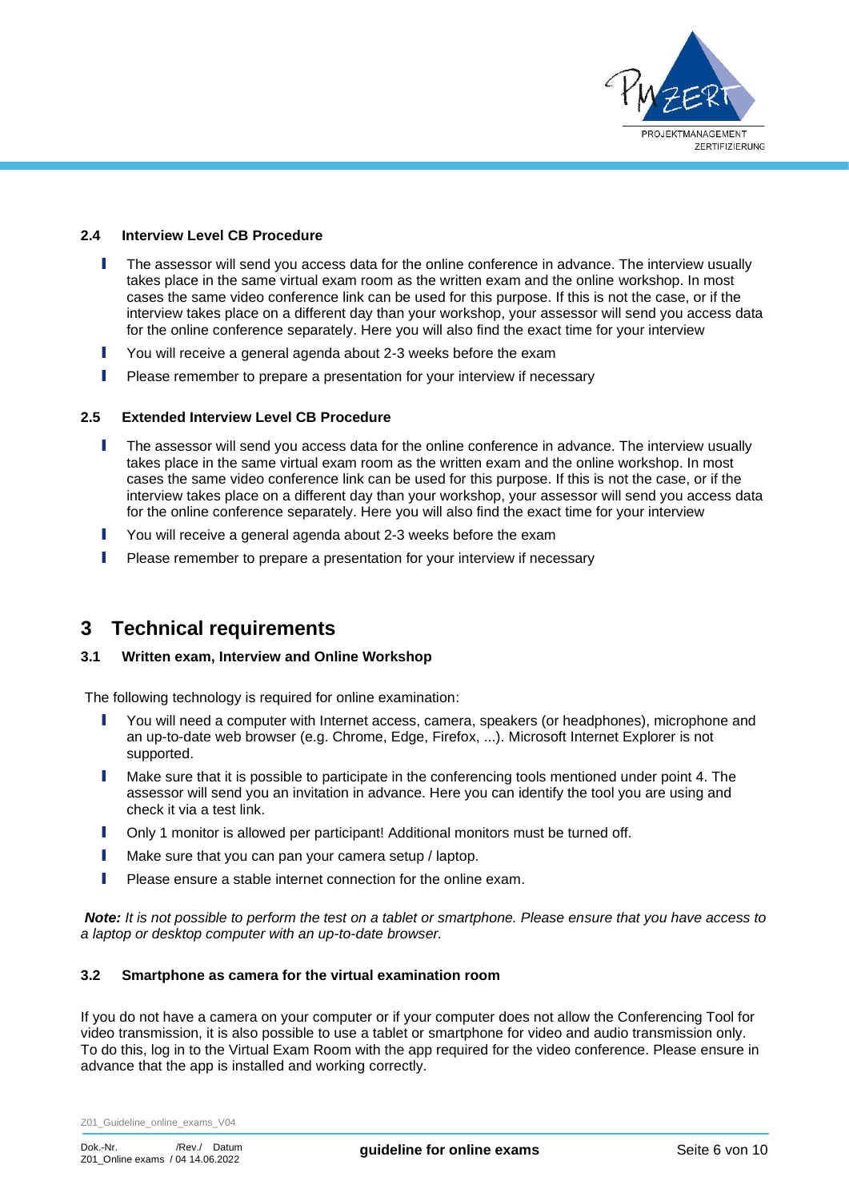### 2.4 Interview Level CB Procedure

- The assessor will send you access data for the online conference in advance. The interview usually takes place in the same virtual exam room as the written exam and the online workshop. In most cases the same video conference link can be used for this purpose. If this is not the case, or if the interview takes place on a different day than your workshop, your assessor will send you access data for the online conference separately. Here you will also find the exact time for your interview
- You will receive a general agenda about 2-3 weeks before the exam
- Please remember to prepare a presentation for your interview if necessary

### 2.5 Extended Interview Level CB Procedure

- The assessor will send you access data for the online conference in advance. The interview usually takes place in the same virtual exam room as the written exam and the online workshop. In most cases the same video conference link can be used for this purpose. If this is not the case, or if the interview takes place on a different day than your workshop, your assessor will send you access data for the online conference separately. Here you will also find the exact time for your interview
- You will receive a general agenda about 2-3 weeks before the exam
- Please remember to prepare a presentation for your interview if necessary

# 3 Technical requirements

### 3.1 Written exam, Interview and Online Workshop

The following technology is required for online examination:

- You will need a computer with Internet access, camera, speakers (or headphones), microphone and an up-to-date web browser (e.g. Chrome, Edge, Firefox, ...). Microsoft Internet Explorer is not supported.
- Make sure that it is possible to participate in the conferencing tools mentioned under point 4. The assessor will send you an invitation in advance. Here you can identify the tool you are using and check it via a test link.
- Only 1 monitor is allowed per participant! Additional monitors must be turned off.
- Make sure that you can pan your camera setup / laptop.
- Please ensure a stable internet connection for the online exam.

***Note:*** *It is not possible to perform the test on a tablet or smartphone. Please ensure that you have access to a laptop or desktop computer with an up-to-date browser.*

### 3.2 Smartphone as camera for the virtual examination room

If you do not have a camera on your computer or if your computer does not allow the Conferencing Tool for video transmission, it is also possible to use a tablet or smartphone for video and audio transmission only. To do this, log in to the Virtual Exam Room with the app required for the video conference. Please ensure in advance that the app is installed and working correctly.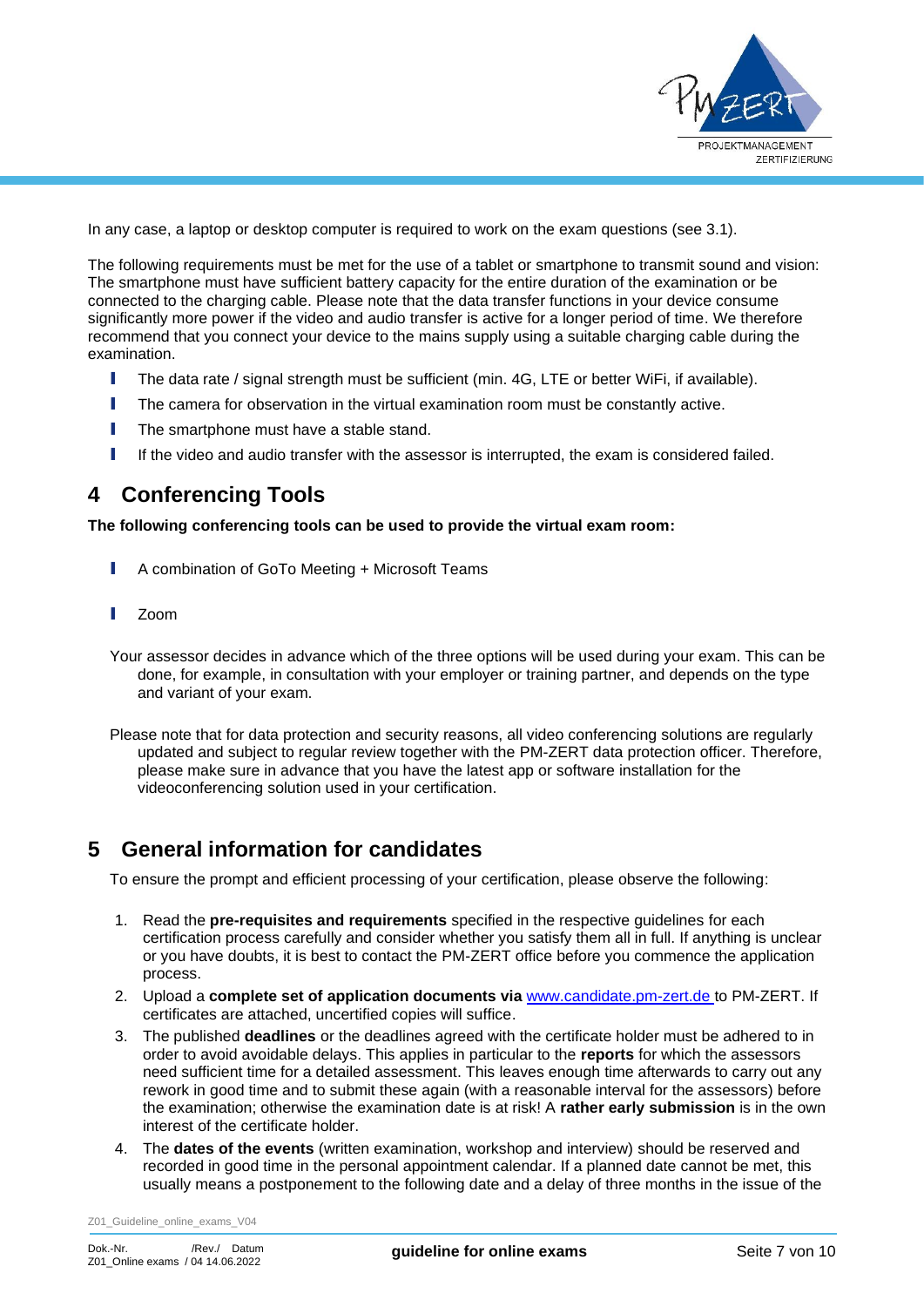In any case, a laptop or desktop computer is required to work on the exam questions (see 3.1).

The following requirements must be met for the use of a tablet or smartphone to transmit sound and vision: The smartphone must have sufficient battery capacity for the entire duration of the examination or be connected to the charging cable. Please note that the data transfer functions in your device consume significantly more power if the video and audio transfer is active for a longer period of time. We therefore recommend that you connect your device to the mains supply using a suitable charging cable during the examination.

- The data rate / signal strength must be sufficient (min. 4G, LTE or better WiFi, if available).
- The camera for observation in the virtual examination room must be constantly active.
- The smartphone must have a stable stand.
- If the video and audio transfer with the assessor is interrupted, the exam is considered failed.

# 4 Conferencing Tools

**The following conferencing tools can be used to provide the virtual exam room:**

- A combination of GoTo Meeting + Microsoft Teams
- Zoom

Your assessor decides in advance which of the three options will be used during your exam. This can be done, for example, in consultation with your employer or training partner, and depends on the type and variant of your exam.

Please note that for data protection and security reasons, all video conferencing solutions are regularly updated and subject to regular review together with the PM-ZERT data protection officer. Therefore, please make sure in advance that you have the latest app or software installation for the videoconferencing solution used in your certification.

# 5 General information for candidates

To ensure the prompt and efficient processing of your certification, please observe the following:

1. Read the **pre-requisites and requirements** specified in the respective guidelines for each certification process carefully and consider whether you satisfy them all in full. If anything is unclear or you have doubts, it is best to contact the PM-ZERT office before you commence the application process.
2. Upload a **complete set of application documents via** [www.candidate.pm-zert.de](www.candidate.pm-zert.de) to PM-ZERT. If certificates are attached, uncertified copies will suffice.
3. The published **deadlines** or the deadlines agreed with the certificate holder must be adhered to in order to avoid avoidable delays. This applies in particular to the **reports** for which the assessors need sufficient time for a detailed assessment. This leaves enough time afterwards to carry out any rework in good time and to submit these again (with a reasonable interval for the assessors) before the examination; otherwise the examination date is at risk! A **rather early submission** is in the own interest of the certificate holder.
4. The **dates of the events** (written examination, workshop and interview) should be reserved and recorded in good time in the personal appointment calendar. If a planned date cannot be met, this usually means a postponement to the following date and a delay of three months in the issue of the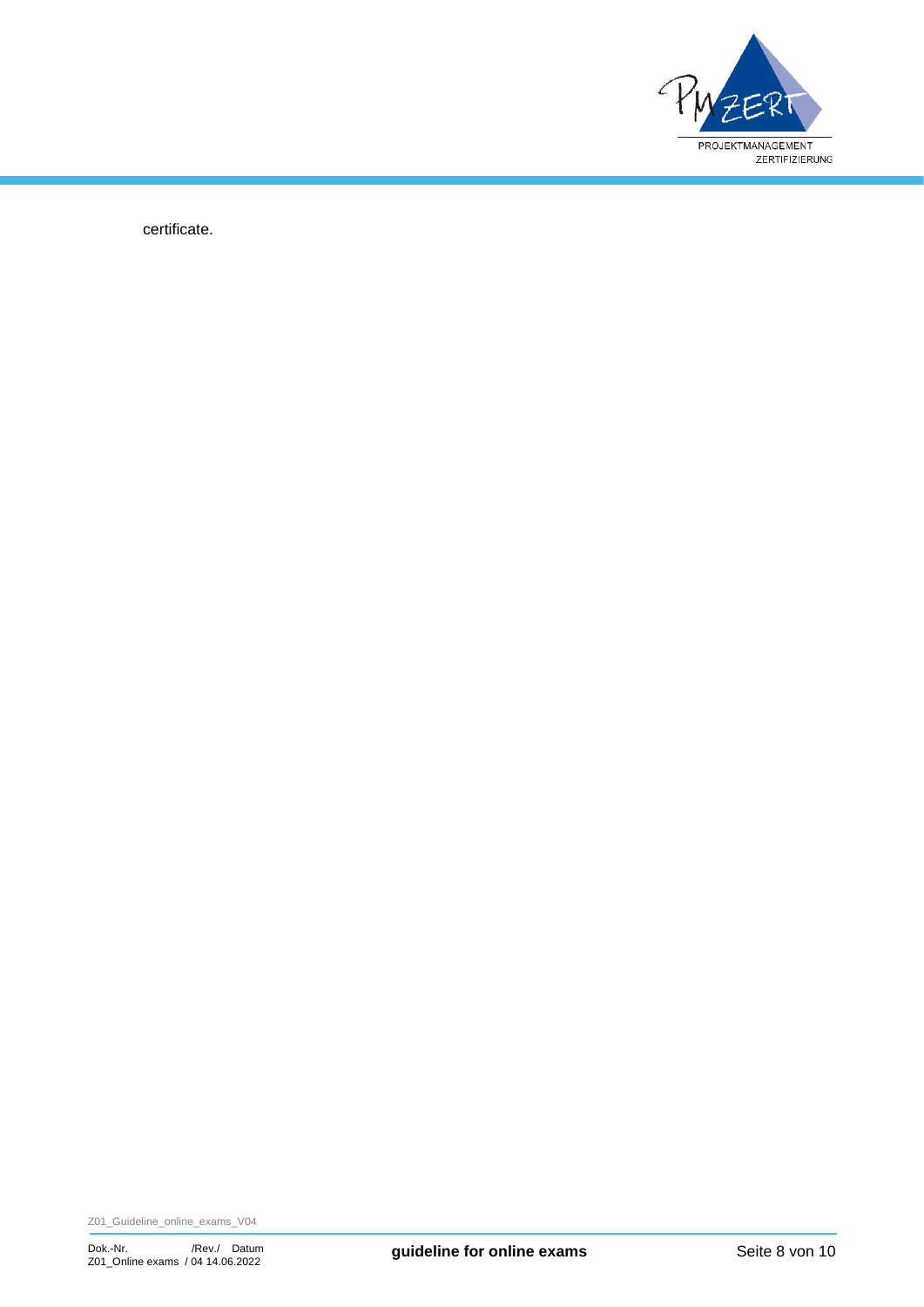certificate.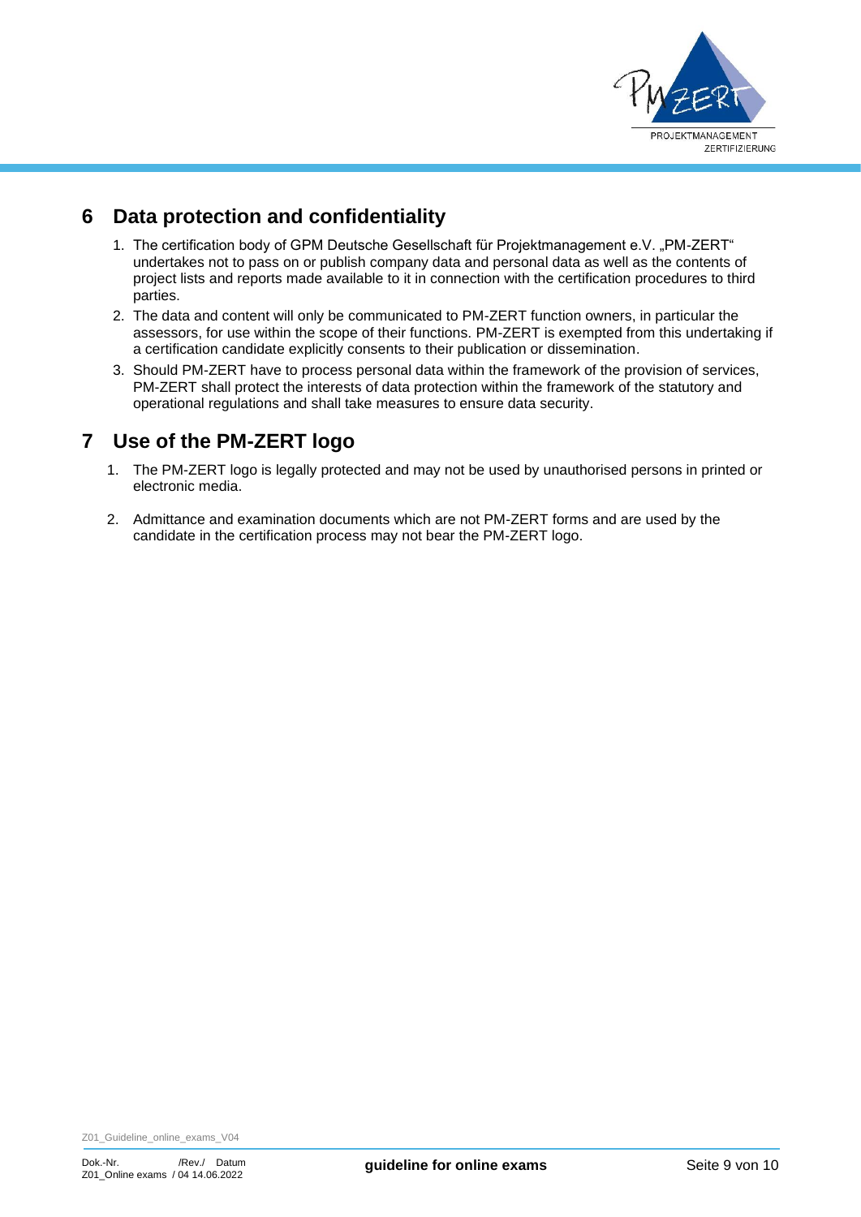## 6 Data protection and confidentiality

1. The certification body of GPM Deutsche Gesellschaft für Projektmanagement e.V. „PM-ZERT“ undertakes not to pass on or publish company data and personal data as well as the contents of project lists and reports made available to it in connection with the certification procedures to third parties.
2. The data and content will only be communicated to PM-ZERT function owners, in particular the assessors, for use within the scope of their functions. PM-ZERT is exempted from this undertaking if a certification candidate explicitly consents to their publication or dissemination.
3. Should PM-ZERT have to process personal data within the framework of the provision of services, PM-ZERT shall protect the interests of data protection within the framework of the statutory and operational regulations and shall take measures to ensure data security.

## 7 Use of the PM-ZERT logo

1. The PM-ZERT logo is legally protected and may not be used by unauthorised persons in printed or electronic media.
2. Admittance and examination documents which are not PM-ZERT forms and are used by the candidate in the certification process may not bear the PM-ZERT logo.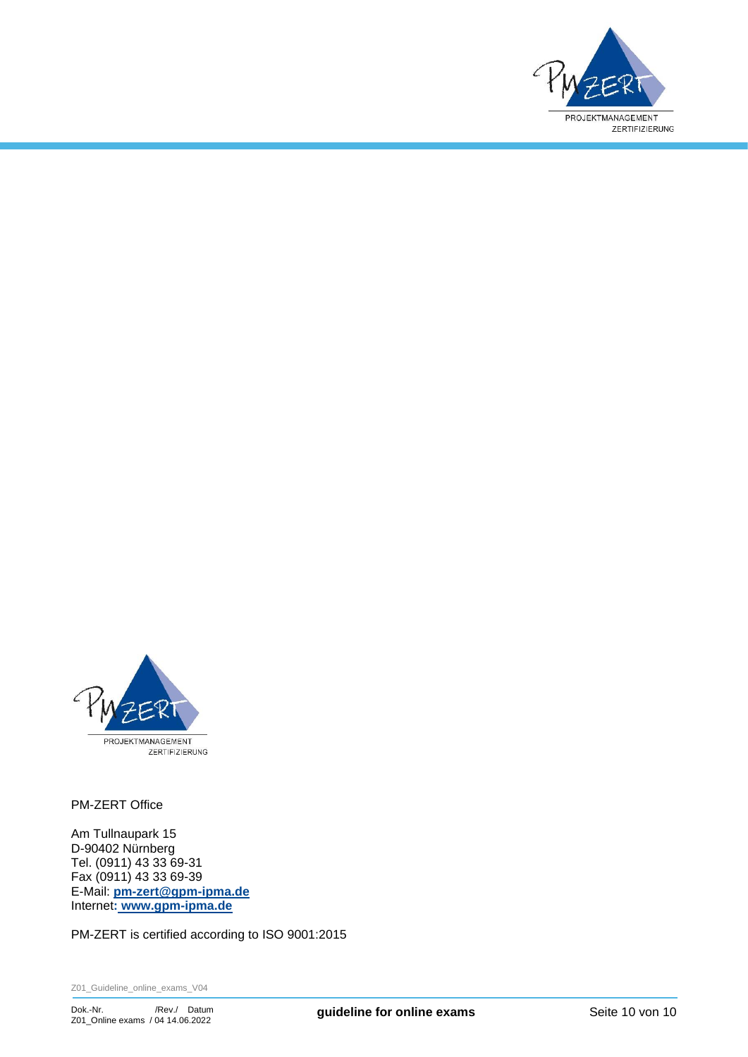PROJEKTMANAGEMENT
ZERTIFIZIERUNG

PM-ZERT Office

Am Tullnaupark 15
D-90402 Nürnberg
Tel. (0911) 43 33 69-31
Fax (0911) 43 33 69-39
E-Mail: **pm-zert@gpm-ipma.de**
Internet: **www.gpm-ipma.de**

PM-ZERT is certified according to ISO 9001:2015